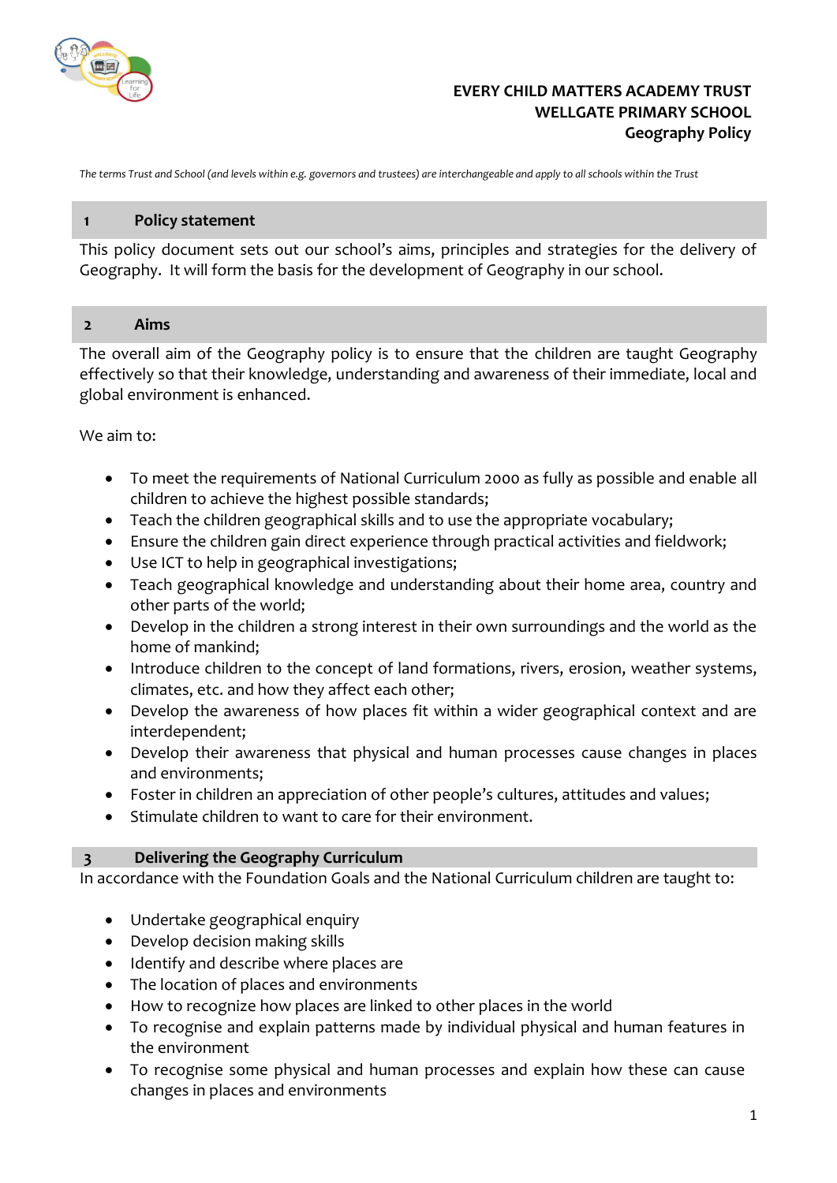**EVERY CHILD MATTERS ACADEMY TRUST**
**WELLGATE PRIMARY SCHOOL**
**Geography Policy**

*The terms Trust and School (and levels within e.g. governors and trustees) are interchangeable and apply to all schools within the Trust*

## 1 Policy statement

This policy document sets out our school's aims, principles and strategies for the delivery of Geography. It will form the basis for the development of Geography in our school.

## 2 Aims

The overall aim of the Geography policy is to ensure that the children are taught Geography effectively so that their knowledge, understanding and awareness of their immediate, local and global environment is enhanced.

We aim to:

- To meet the requirements of National Curriculum 2000 as fully as possible and enable all children to achieve the highest possible standards;
- Teach the children geographical skills and to use the appropriate vocabulary;
- Ensure the children gain direct experience through practical activities and fieldwork;
- Use ICT to help in geographical investigations;
- Teach geographical knowledge and understanding about their home area, country and other parts of the world;
- Develop in the children a strong interest in their own surroundings and the world as the home of mankind;
- Introduce children to the concept of land formations, rivers, erosion, weather systems, climates, etc. and how they affect each other;
- Develop the awareness of how places fit within a wider geographical context and are interdependent;
- Develop their awareness that physical and human processes cause changes in places and environments;
- Foster in children an appreciation of other people's cultures, attitudes and values;
- Stimulate children to want to care for their environment.

## 3 Delivering the Geography Curriculum

In accordance with the Foundation Goals and the National Curriculum children are taught to:

- Undertake geographical enquiry
- Develop decision making skills
- Identify and describe where places are
- The location of places and environments
- How to recognize how places are linked to other places in the world
- To recognise and explain patterns made by individual physical and human features in the environment
- To recognise some physical and human processes and explain how these can cause changes in places and environments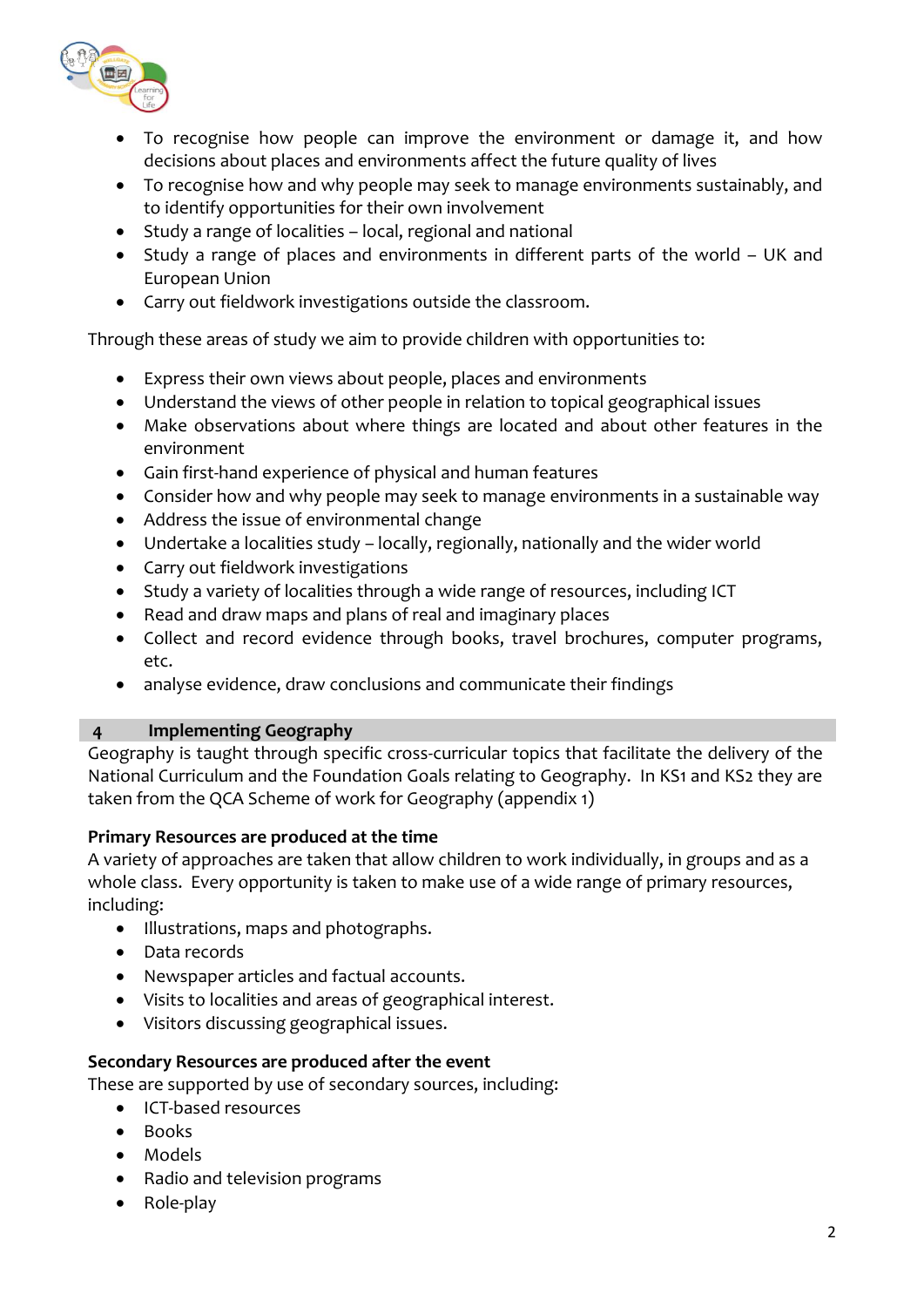- To recognise how people can improve the environment or damage it, and how decisions about places and environments affect the future quality of lives
- To recognise how and why people may seek to manage environments sustainably, and to identify opportunities for their own involvement
- Study a range of localities – local, regional and national
- Study a range of places and environments in different parts of the world – UK and European Union
- Carry out fieldwork investigations outside the classroom.

Through these areas of study we aim to provide children with opportunities to:

- Express their own views about people, places and environments
- Understand the views of other people in relation to topical geographical issues
- Make observations about where things are located and about other features in the environment
- Gain first-hand experience of physical and human features
- Consider how and why people may seek to manage environments in a sustainable way
- Address the issue of environmental change
- Undertake a localities study – locally, regionally, nationally and the wider world
- Carry out fieldwork investigations
- Study a variety of localities through a wide range of resources, including ICT
- Read and draw maps and plans of real and imaginary places
- Collect and record evidence through books, travel brochures, computer programs, etc.
- analyse evidence, draw conclusions and communicate their findings

## 4 Implementing Geography

Geography is taught through specific cross-curricular topics that facilitate the delivery of the National Curriculum and the Foundation Goals relating to Geography. In KS1 and KS2 they are taken from the QCA Scheme of work for Geography (appendix 1)

**Primary Resources are produced at the time**

A variety of approaches are taken that allow children to work individually, in groups and as a whole class. Every opportunity is taken to make use of a wide range of primary resources, including:

- Illustrations, maps and photographs.
- Data records
- Newspaper articles and factual accounts.
- Visits to localities and areas of geographical interest.
- Visitors discussing geographical issues.

**Secondary Resources are produced after the event**

These are supported by use of secondary sources, including:

- ICT-based resources
- Books
- Models
- Radio and television programs
- Role-play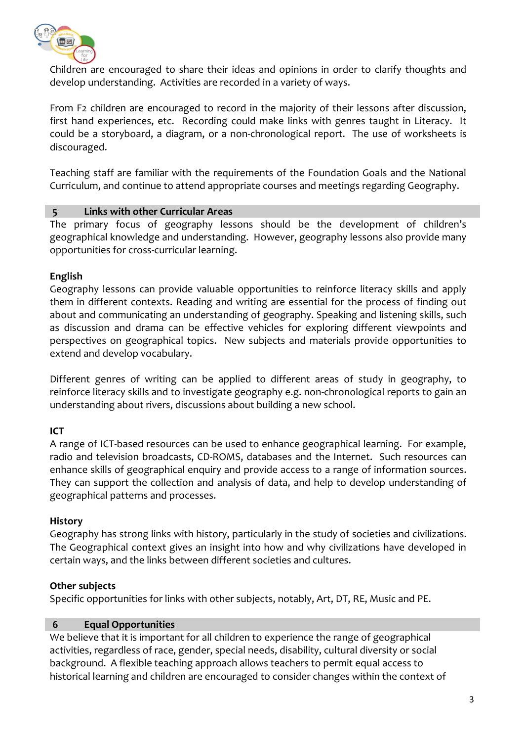Children are encouraged to share their ideas and opinions in order to clarify thoughts and develop understanding. Activities are recorded in a variety of ways.

From F2 children are encouraged to record in the majority of their lessons after discussion, first hand experiences, etc. Recording could make links with genres taught in Literacy. It could be a storyboard, a diagram, or a non-chronological report. The use of worksheets is discouraged.

Teaching staff are familiar with the requirements of the Foundation Goals and the National Curriculum, and continue to attend appropriate courses and meetings regarding Geography.

## 5 Links with other Curricular Areas

The primary focus of geography lessons should be the development of children's geographical knowledge and understanding. However, geography lessons also provide many opportunities for cross-curricular learning.

**English**

Geography lessons can provide valuable opportunities to reinforce literacy skills and apply them in different contexts. Reading and writing are essential for the process of finding out about and communicating an understanding of geography. Speaking and listening skills, such as discussion and drama can be effective vehicles for exploring different viewpoints and perspectives on geographical topics. New subjects and materials provide opportunities to extend and develop vocabulary.

Different genres of writing can be applied to different areas of study in geography, to reinforce literacy skills and to investigate geography e.g. non-chronological reports to gain an understanding about rivers, discussions about building a new school.

**ICT**

A range of ICT-based resources can be used to enhance geographical learning. For example, radio and television broadcasts, CD-ROMS, databases and the Internet. Such resources can enhance skills of geographical enquiry and provide access to a range of information sources. They can support the collection and analysis of data, and help to develop understanding of geographical patterns and processes.

**History**

Geography has strong links with history, particularly in the study of societies and civilizations. The Geographical context gives an insight into how and why civilizations have developed in certain ways, and the links between different societies and cultures.

**Other subjects**

Specific opportunities for links with other subjects, notably, Art, DT, RE, Music and PE.

## 6 Equal Opportunities

We believe that it is important for all children to experience the range of geographical activities, regardless of race, gender, special needs, disability, cultural diversity or social background. A flexible teaching approach allows teachers to permit equal access to historical learning and children are encouraged to consider changes within the context of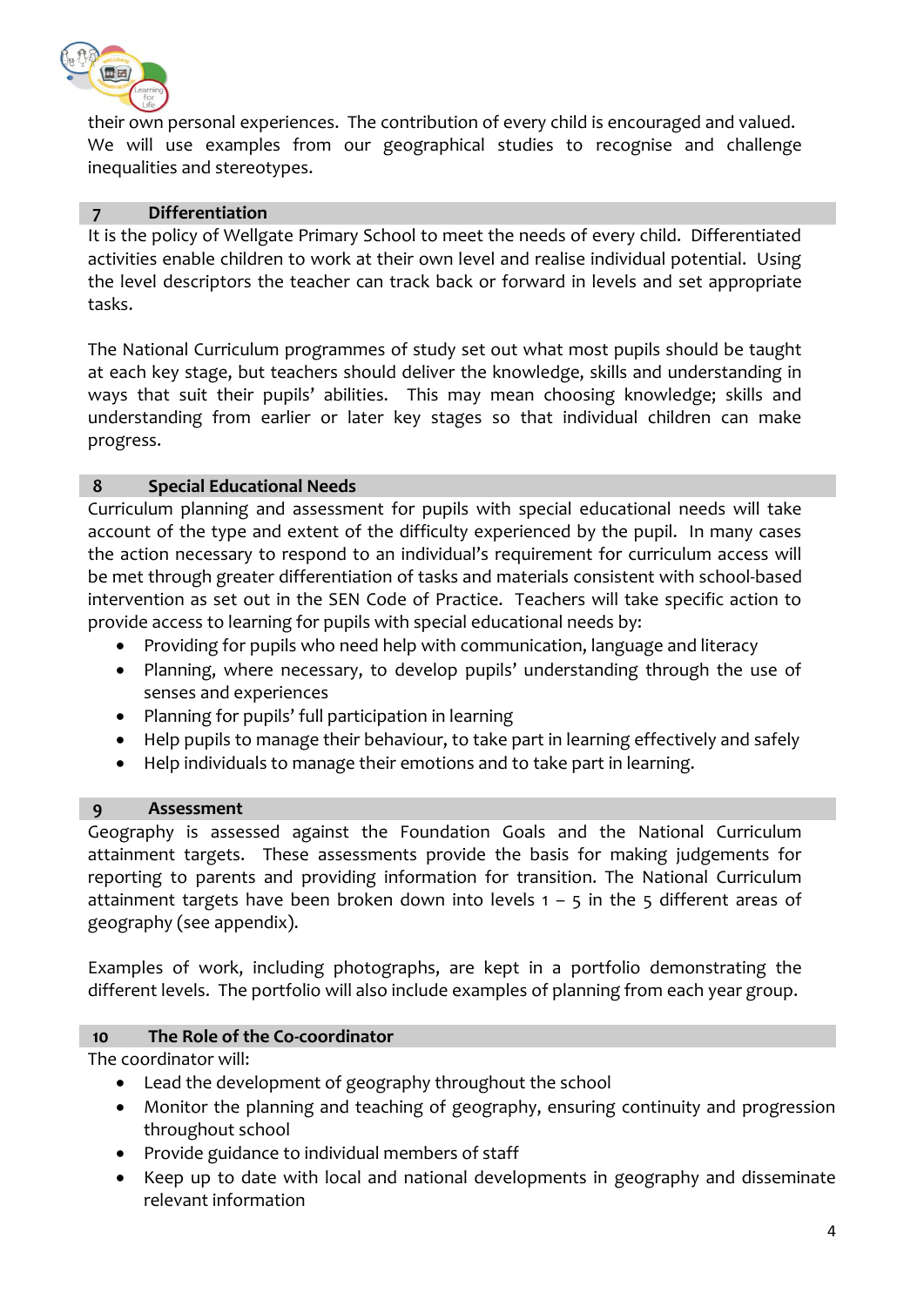their own personal experiences. The contribution of every child is encouraged and valued. We will use examples from our geographical studies to recognise and challenge inequalities and stereotypes.

## 7 Differentiation

It is the policy of Wellgate Primary School to meet the needs of every child. Differentiated activities enable children to work at their own level and realise individual potential. Using the level descriptors the teacher can track back or forward in levels and set appropriate tasks.

The National Curriculum programmes of study set out what most pupils should be taught at each key stage, but teachers should deliver the knowledge, skills and understanding in ways that suit their pupils' abilities. This may mean choosing knowledge; skills and understanding from earlier or later key stages so that individual children can make progress.

## 8 Special Educational Needs

Curriculum planning and assessment for pupils with special educational needs will take account of the type and extent of the difficulty experienced by the pupil. In many cases the action necessary to respond to an individual's requirement for curriculum access will be met through greater differentiation of tasks and materials consistent with school-based intervention as set out in the SEN Code of Practice. Teachers will take specific action to provide access to learning for pupils with special educational needs by:

- Providing for pupils who need help with communication, language and literacy
- Planning, where necessary, to develop pupils' understanding through the use of senses and experiences
- Planning for pupils' full participation in learning
- Help pupils to manage their behaviour, to take part in learning effectively and safely
- Help individuals to manage their emotions and to take part in learning.

## 9 Assessment

Geography is assessed against the Foundation Goals and the National Curriculum attainment targets. These assessments provide the basis for making judgements for reporting to parents and providing information for transition. The National Curriculum attainment targets have been broken down into levels 1 – 5 in the 5 different areas of geography (see appendix).

Examples of work, including photographs, are kept in a portfolio demonstrating the different levels. The portfolio will also include examples of planning from each year group.

## 10 The Role of the Co-coordinator

The coordinator will:

- Lead the development of geography throughout the school
- Monitor the planning and teaching of geography, ensuring continuity and progression throughout school
- Provide guidance to individual members of staff
- Keep up to date with local and national developments in geography and disseminate relevant information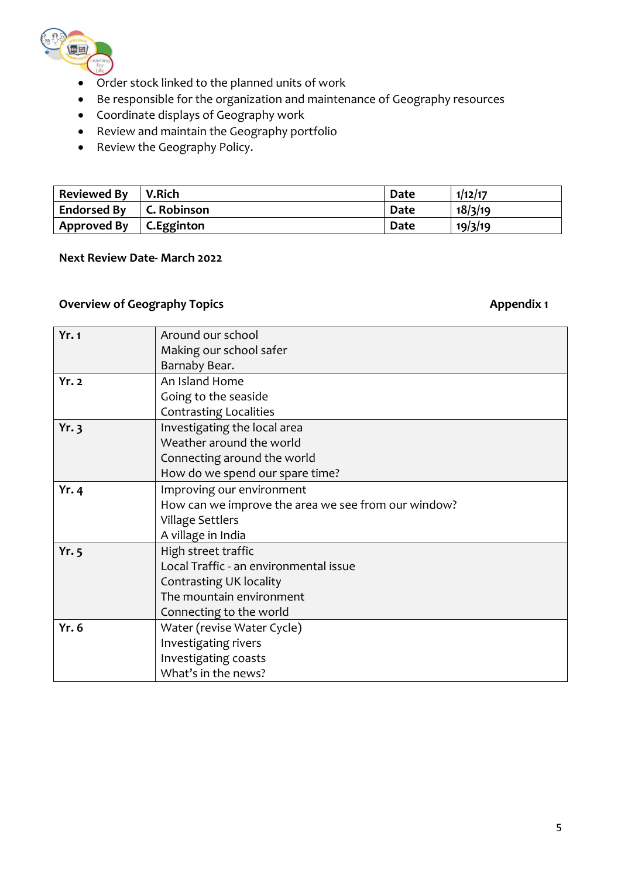- Order stock linked to the planned units of work
- Be responsible for the organization and maintenance of Geography resources
- Coordinate displays of Geography work
- Review and maintain the Geography portfolio
- Review the Geography Policy.

| | | | |
|---|---|---|---|
| **Reviewed By** | **V.Rich** | **Date** | 1/12/17 |
| **Endorsed By** | **C. Robinson** | **Date** | 18/3/19 |
| **Approved By** | **C.Egginton** | **Date** | 19/3/19 |

**Next Review Date- March 2022**

**Overview of Geography Topics** **Appendix 1**

| | |
|---|---|
| **Yr. 1** | Around our school<br>Making our school safer<br>Barnaby Bear. |
| **Yr. 2** | An Island Home<br>Going to the seaside<br>Contrasting Localities |
| **Yr. 3** | Investigating the local area<br>Weather around the world<br>Connecting around the world<br>How do we spend our spare time? |
| **Yr. 4** | Improving our environment<br>How can we improve the area we see from our window?<br>Village Settlers<br>A village in India |
| **Yr. 5** | High street traffic<br>Local Traffic - an environmental issue<br>Contrasting UK locality<br>The mountain environment<br>Connecting to the world |
| **Yr. 6** | Water (revise Water Cycle)<br>Investigating rivers<br>Investigating coasts<br>What's in the news? |